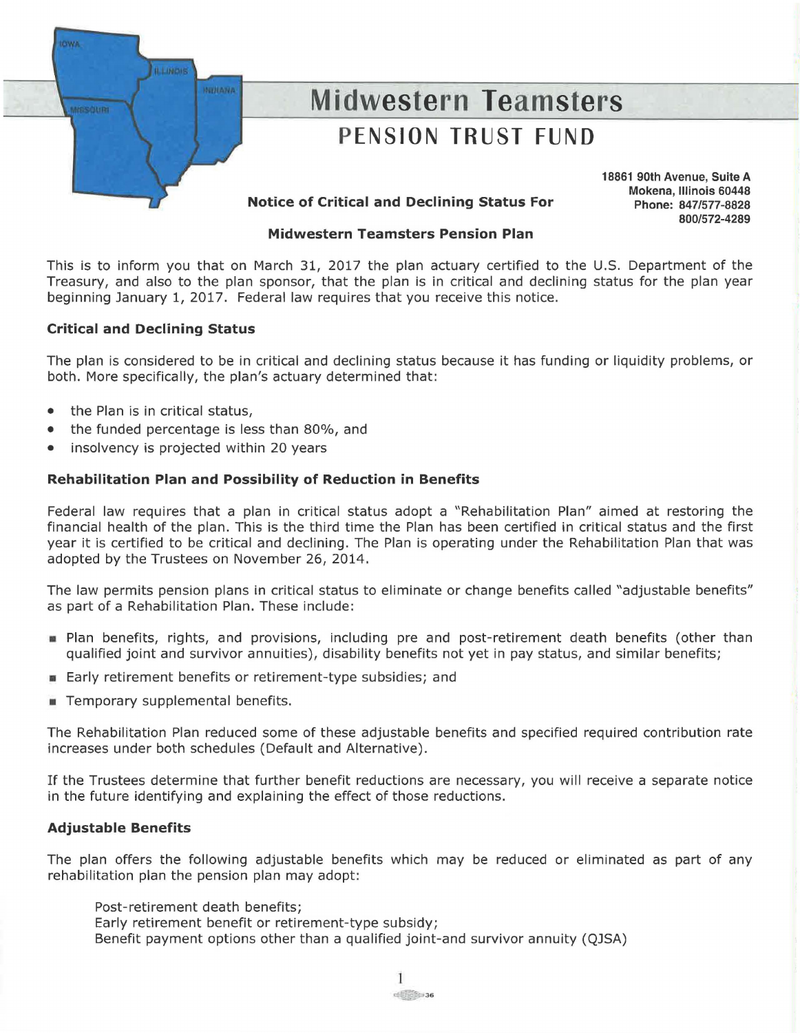# Midwestern Teamsters

## PENSION TRUST FUND

18861 90th Avenue, Suite A
Mokena, Illinois 60448
Phone: 847/577-8828
800/572-4289

**Notice of Critical and Declining Status For**

**Midwestern Teamsters Pension Plan**

This is to inform you that on March 31, 2017 the plan actuary certified to the U.S. Department of the Treasury, and also to the plan sponsor, that the plan is in critical and declining status for the plan year beginning January 1, 2017. Federal law requires that you receive this notice.

### Critical and Declining Status

The plan is considered to be in critical and declining status because it has funding or liquidity problems, or both. More specifically, the plan's actuary determined that:

- the Plan is in critical status,
- the funded percentage is less than 80%, and
- insolvency is projected within 20 years

### Rehabilitation Plan and Possibility of Reduction in Benefits

Federal law requires that a plan in critical status adopt a "Rehabilitation Plan" aimed at restoring the financial health of the plan. This is the third time the Plan has been certified in critical status and the first year it is certified to be critical and declining. The Plan is operating under the Rehabilitation Plan that was adopted by the Trustees on November 26, 2014.

The law permits pension plans in critical status to eliminate or change benefits called "adjustable benefits" as part of a Rehabilitation Plan. These include:

- Plan benefits, rights, and provisions, including pre and post-retirement death benefits (other than qualified joint and survivor annuities), disability benefits not yet in pay status, and similar benefits;
- Early retirement benefits or retirement-type subsidies; and
- Temporary supplemental benefits.

The Rehabilitation Plan reduced some of these adjustable benefits and specified required contribution rate increases under both schedules (Default and Alternative).

If the Trustees determine that further benefit reductions are necessary, you will receive a separate notice in the future identifying and explaining the effect of those reductions.

### Adjustable Benefits

The plan offers the following adjustable benefits which may be reduced or eliminated as part of any rehabilitation plan the pension plan may adopt:

Post-retirement death benefits;
Early retirement benefit or retirement-type subsidy;
Benefit payment options other than a qualified joint-and survivor annuity (QJSA)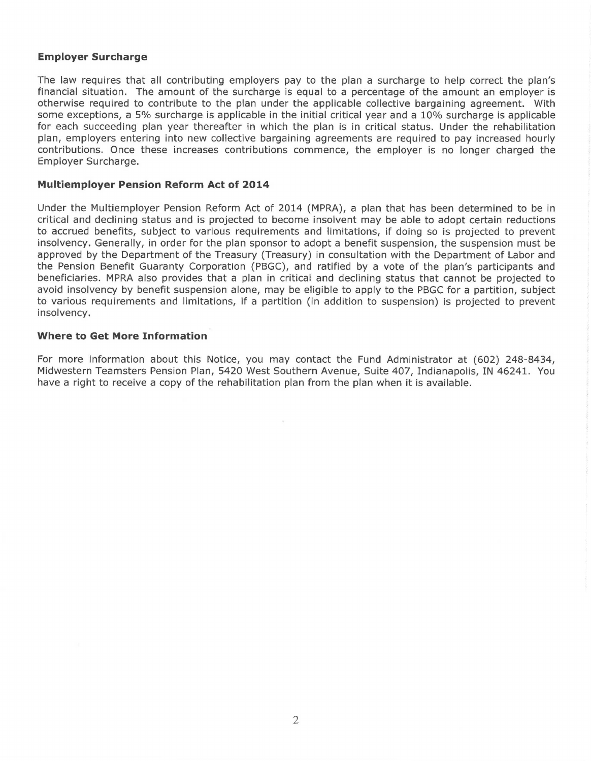## Employer Surcharge

The law requires that all contributing employers pay to the plan a surcharge to help correct the plan's financial situation. The amount of the surcharge is equal to a percentage of the amount an employer is otherwise required to contribute to the plan under the applicable collective bargaining agreement. With some exceptions, a 5% surcharge is applicable in the initial critical year and a 10% surcharge is applicable for each succeeding plan year thereafter in which the plan is in critical status. Under the rehabilitation plan, employers entering into new collective bargaining agreements are required to pay increased hourly contributions. Once these increases contributions commence, the employer is no longer charged the Employer Surcharge.

## Multiemployer Pension Reform Act of 2014

Under the Multiemployer Pension Reform Act of 2014 (MPRA), a plan that has been determined to be in critical and declining status and is projected to become insolvent may be able to adopt certain reductions to accrued benefits, subject to various requirements and limitations, if doing so is projected to prevent insolvency. Generally, in order for the plan sponsor to adopt a benefit suspension, the suspension must be approved by the Department of the Treasury (Treasury) in consultation with the Department of Labor and the Pension Benefit Guaranty Corporation (PBGC), and ratified by a vote of the plan's participants and beneficiaries. MPRA also provides that a plan in critical and declining status that cannot be projected to avoid insolvency by benefit suspension alone, may be eligible to apply to the PBGC for a partition, subject to various requirements and limitations, if a partition (in addition to suspension) is projected to prevent insolvency.

## Where to Get More Information

For more information about this Notice, you may contact the Fund Administrator at (602) 248-8434, Midwestern Teamsters Pension Plan, 5420 West Southern Avenue, Suite 407, Indianapolis, IN 46241. You have a right to receive a copy of the rehabilitation plan from the plan when it is available.